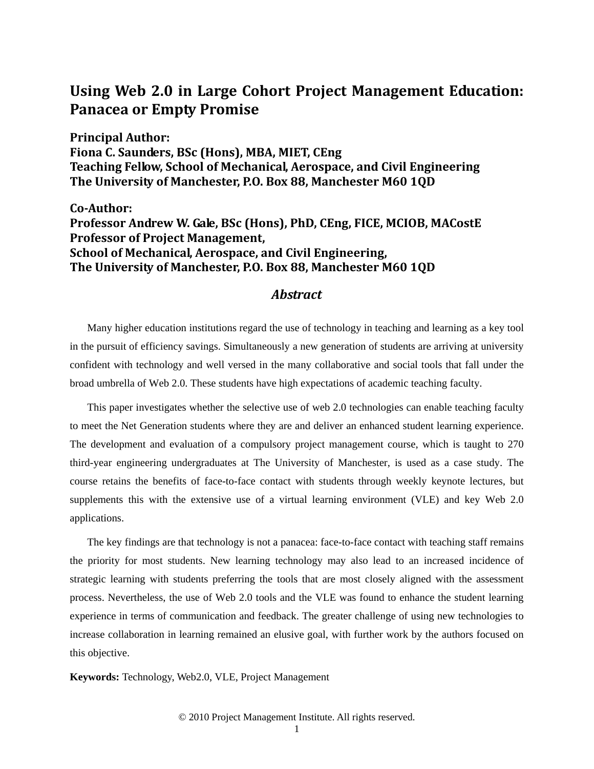# Using Web 2.0 in Large Cohort Project Management Education: Panacea or Empty Promise

**Principal Author:**
**Fiona C. Saunders, BSc (Hons), MBA, MIET, CEng**
**Teaching Fellow, School of Mechanical, Aerospace, and Civil Engineering**
**The University of Manchester, P.O. Box 88, Manchester M60 1QD**

**Co-Author:**
**Professor Andrew W. Gale, BSc (Hons), PhD, CEng, FICE, MCIOB, MACostE**
**Professor of Project Management,**
**School of Mechanical, Aerospace, and Civil Engineering,**
**The University of Manchester, P.O. Box 88, Manchester M60 1QD**

## *Abstract*

Many higher education institutions regard the use of technology in teaching and learning as a key tool in the pursuit of efficiency savings. Simultaneously a new generation of students are arriving at university confident with technology and well versed in the many collaborative and social tools that fall under the broad umbrella of Web 2.0. These students have high expectations of academic teaching faculty.

This paper investigates whether the selective use of web 2.0 technologies can enable teaching faculty to meet the Net Generation students where they are and deliver an enhanced student learning experience. The development and evaluation of a compulsory project management course, which is taught to 270 third-year engineering undergraduates at The University of Manchester, is used as a case study. The course retains the benefits of face-to-face contact with students through weekly keynote lectures, but supplements this with the extensive use of a virtual learning environment (VLE) and key Web 2.0 applications.

The key findings are that technology is not a panacea: face-to-face contact with teaching staff remains the priority for most students. New learning technology may also lead to an increased incidence of strategic learning with students preferring the tools that are most closely aligned with the assessment process. Nevertheless, the use of Web 2.0 tools and the VLE was found to enhance the student learning experience in terms of communication and feedback. The greater challenge of using new technologies to increase collaboration in learning remained an elusive goal, with further work by the authors focused on this objective.

**Keywords:** Technology, Web2.0, VLE, Project Management

© 2010 Project Management Institute. All rights reserved.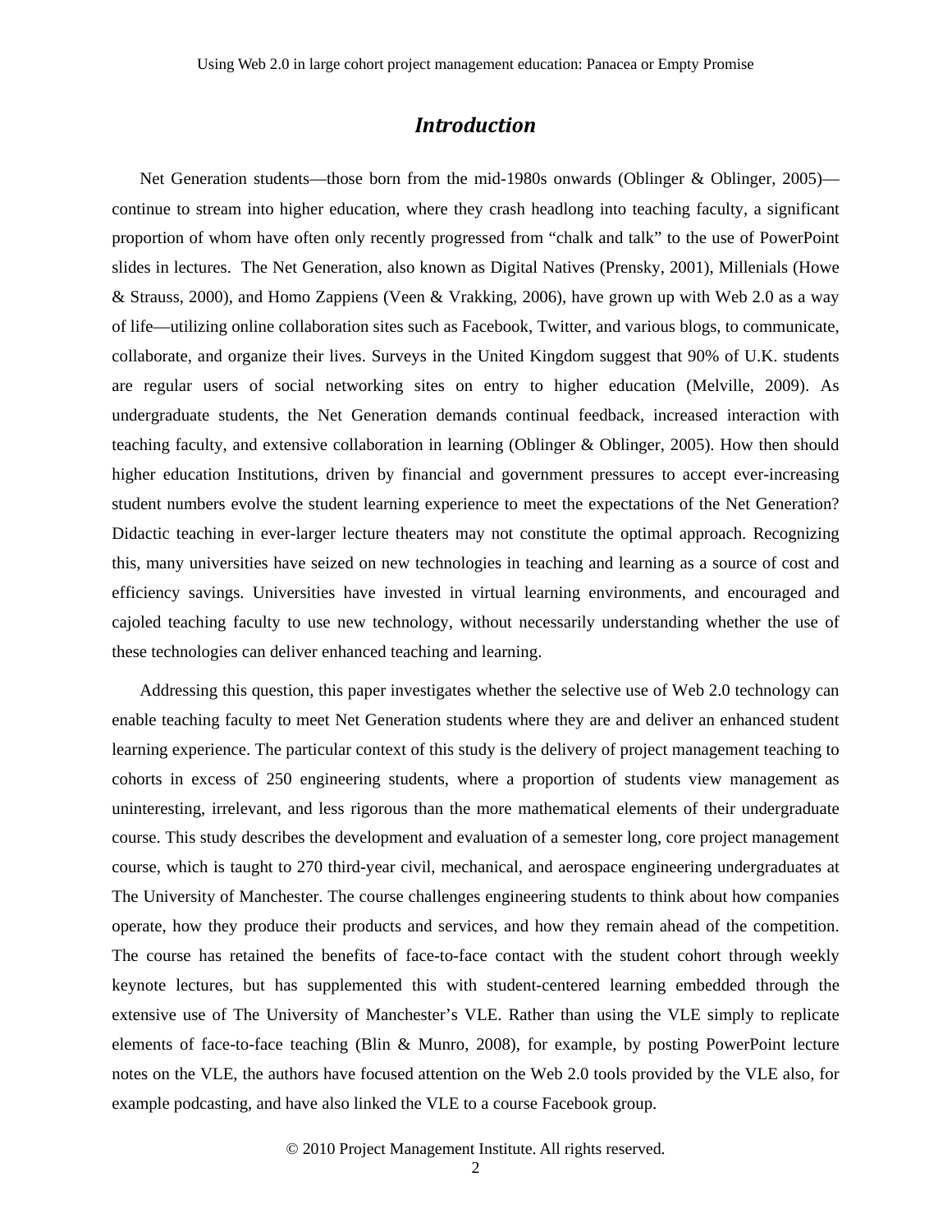## *Introduction*

Net Generation students—those born from the mid-1980s onwards (Oblinger & Oblinger, 2005)—continue to stream into higher education, where they crash headlong into teaching faculty, a significant proportion of whom have often only recently progressed from "chalk and talk" to the use of PowerPoint slides in lectures. The Net Generation, also known as Digital Natives (Prensky, 2001), Millenials (Howe & Strauss, 2000), and Homo Zappiens (Veen & Vrakking, 2006), have grown up with Web 2.0 as a way of life—utilizing online collaboration sites such as Facebook, Twitter, and various blogs, to communicate, collaborate, and organize their lives. Surveys in the United Kingdom suggest that 90% of U.K. students are regular users of social networking sites on entry to higher education (Melville, 2009). As undergraduate students, the Net Generation demands continual feedback, increased interaction with teaching faculty, and extensive collaboration in learning (Oblinger & Oblinger, 2005). How then should higher education Institutions, driven by financial and government pressures to accept ever-increasing student numbers evolve the student learning experience to meet the expectations of the Net Generation? Didactic teaching in ever-larger lecture theaters may not constitute the optimal approach. Recognizing this, many universities have seized on new technologies in teaching and learning as a source of cost and efficiency savings. Universities have invested in virtual learning environments, and encouraged and cajoled teaching faculty to use new technology, without necessarily understanding whether the use of these technologies can deliver enhanced teaching and learning.

Addressing this question, this paper investigates whether the selective use of Web 2.0 technology can enable teaching faculty to meet Net Generation students where they are and deliver an enhanced student learning experience. The particular context of this study is the delivery of project management teaching to cohorts in excess of 250 engineering students, where a proportion of students view management as uninteresting, irrelevant, and less rigorous than the more mathematical elements of their undergraduate course. This study describes the development and evaluation of a semester long, core project management course, which is taught to 270 third-year civil, mechanical, and aerospace engineering undergraduates at The University of Manchester. The course challenges engineering students to think about how companies operate, how they produce their products and services, and how they remain ahead of the competition. The course has retained the benefits of face-to-face contact with the student cohort through weekly keynote lectures, but has supplemented this with student-centered learning embedded through the extensive use of The University of Manchester's VLE. Rather than using the VLE simply to replicate elements of face-to-face teaching (Blin & Munro, 2008), for example, by posting PowerPoint lecture notes on the VLE, the authors have focused attention on the Web 2.0 tools provided by the VLE also, for example podcasting, and have also linked the VLE to a course Facebook group.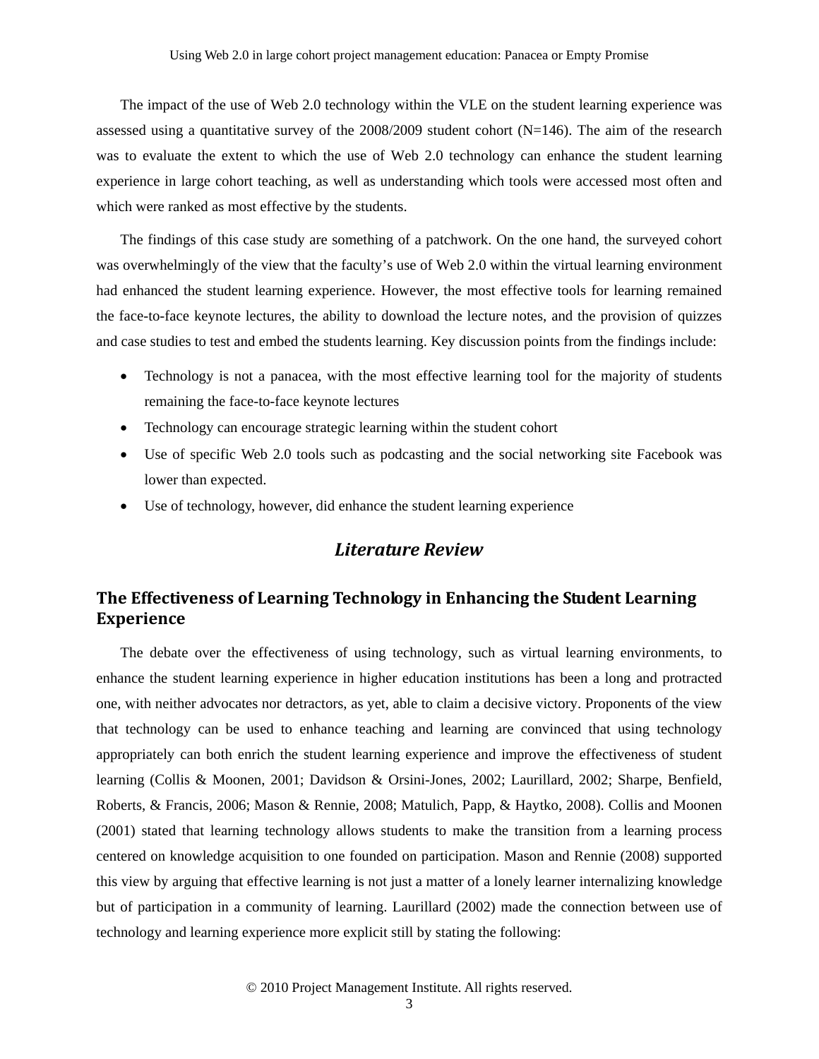The impact of the use of Web 2.0 technology within the VLE on the student learning experience was assessed using a quantitative survey of the 2008/2009 student cohort (N=146). The aim of the research was to evaluate the extent to which the use of Web 2.0 technology can enhance the student learning experience in large cohort teaching, as well as understanding which tools were accessed most often and which were ranked as most effective by the students.

The findings of this case study are something of a patchwork. On the one hand, the surveyed cohort was overwhelmingly of the view that the faculty's use of Web 2.0 within the virtual learning environment had enhanced the student learning experience. However, the most effective tools for learning remained the face-to-face keynote lectures, the ability to download the lecture notes, and the provision of quizzes and case studies to test and embed the students learning. Key discussion points from the findings include:

- Technology is not a panacea, with the most effective learning tool for the majority of students remaining the face-to-face keynote lectures
- Technology can encourage strategic learning within the student cohort
- Use of specific Web 2.0 tools such as podcasting and the social networking site Facebook was lower than expected.
- Use of technology, however, did enhance the student learning experience

# *Literature Review*

## The Effectiveness of Learning Technology in Enhancing the Student Learning Experience

The debate over the effectiveness of using technology, such as virtual learning environments, to enhance the student learning experience in higher education institutions has been a long and protracted one, with neither advocates nor detractors, as yet, able to claim a decisive victory. Proponents of the view that technology can be used to enhance teaching and learning are convinced that using technology appropriately can both enrich the student learning experience and improve the effectiveness of student learning (Collis & Moonen, 2001; Davidson & Orsini-Jones, 2002; Laurillard, 2002; Sharpe, Benfield, Roberts, & Francis, 2006; Mason & Rennie, 2008; Matulich, Papp, & Haytko, 2008). Collis and Moonen (2001) stated that learning technology allows students to make the transition from a learning process centered on knowledge acquisition to one founded on participation. Mason and Rennie (2008) supported this view by arguing that effective learning is not just a matter of a lonely learner internalizing knowledge but of participation in a community of learning. Laurillard (2002) made the connection between use of technology and learning experience more explicit still by stating the following: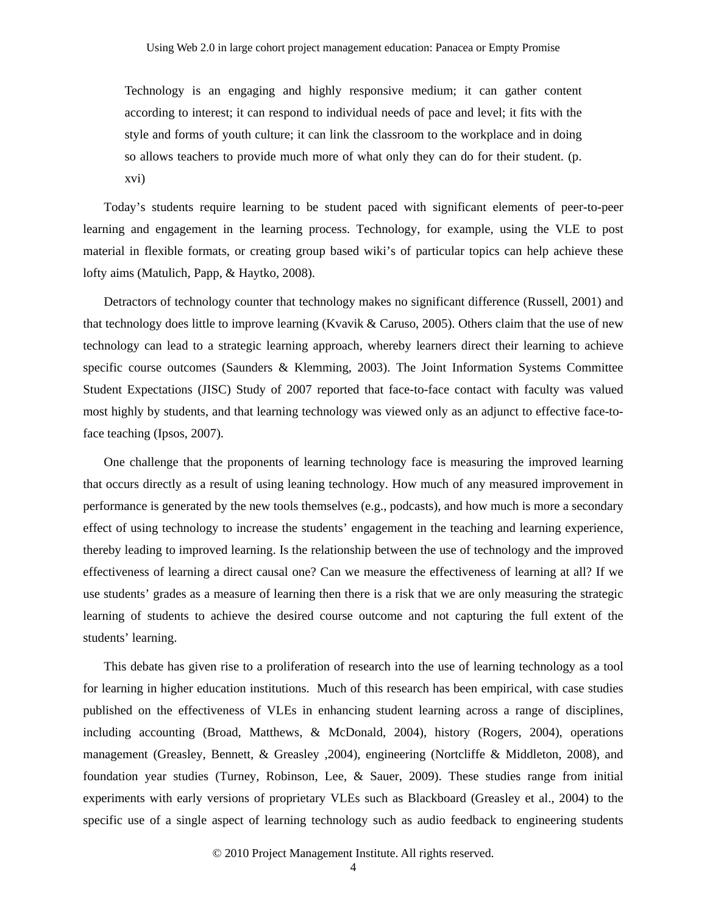> Technology is an engaging and highly responsive medium; it can gather content according to interest; it can respond to individual needs of pace and level; it fits with the style and forms of youth culture; it can link the classroom to the workplace and in doing so allows teachers to provide much more of what only they can do for their student. (p. xvi)

Today's students require learning to be student paced with significant elements of peer-to-peer learning and engagement in the learning process. Technology, for example, using the VLE to post material in flexible formats, or creating group based wiki's of particular topics can help achieve these lofty aims (Matulich, Papp, & Haytko, 2008).

Detractors of technology counter that technology makes no significant difference (Russell, 2001) and that technology does little to improve learning (Kvavik & Caruso, 2005). Others claim that the use of new technology can lead to a strategic learning approach, whereby learners direct their learning to achieve specific course outcomes (Saunders & Klemming, 2003). The Joint Information Systems Committee Student Expectations (JISC) Study of 2007 reported that face-to-face contact with faculty was valued most highly by students, and that learning technology was viewed only as an adjunct to effective face-to-face teaching (Ipsos, 2007).

One challenge that the proponents of learning technology face is measuring the improved learning that occurs directly as a result of using leaning technology. How much of any measured improvement in performance is generated by the new tools themselves (e.g., podcasts), and how much is more a secondary effect of using technology to increase the students' engagement in the teaching and learning experience, thereby leading to improved learning. Is the relationship between the use of technology and the improved effectiveness of learning a direct causal one? Can we measure the effectiveness of learning at all? If we use students' grades as a measure of learning then there is a risk that we are only measuring the strategic learning of students to achieve the desired course outcome and not capturing the full extent of the students' learning.

This debate has given rise to a proliferation of research into the use of learning technology as a tool for learning in higher education institutions. Much of this research has been empirical, with case studies published on the effectiveness of VLEs in enhancing student learning across a range of disciplines, including accounting (Broad, Matthews, & McDonald, 2004), history (Rogers, 2004), operations management (Greasley, Bennett, & Greasley ,2004), engineering (Nortcliffe & Middleton, 2008), and foundation year studies (Turney, Robinson, Lee, & Sauer, 2009). These studies range from initial experiments with early versions of proprietary VLEs such as Blackboard (Greasley et al., 2004) to the specific use of a single aspect of learning technology such as audio feedback to engineering students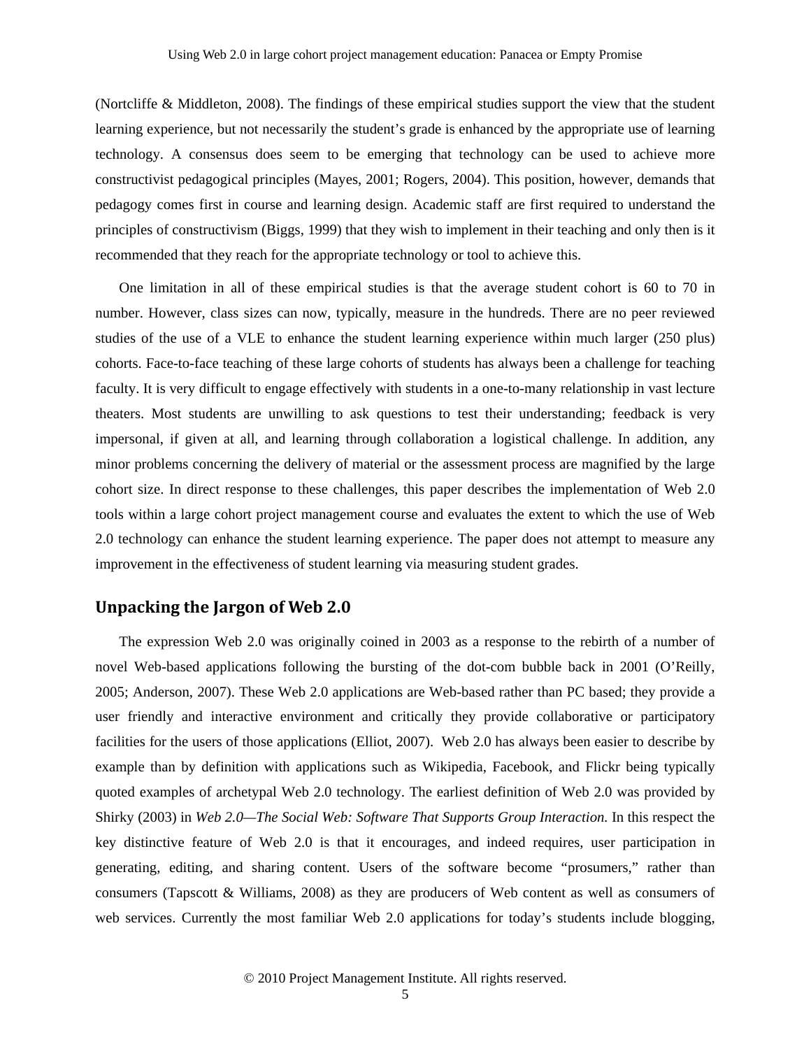(Nortcliffe & Middleton, 2008). The findings of these empirical studies support the view that the student learning experience, but not necessarily the student's grade is enhanced by the appropriate use of learning technology. A consensus does seem to be emerging that technology can be used to achieve more constructivist pedagogical principles (Mayes, 2001; Rogers, 2004). This position, however, demands that pedagogy comes first in course and learning design. Academic staff are first required to understand the principles of constructivism (Biggs, 1999) that they wish to implement in their teaching and only then is it recommended that they reach for the appropriate technology or tool to achieve this.

One limitation in all of these empirical studies is that the average student cohort is 60 to 70 in number. However, class sizes can now, typically, measure in the hundreds. There are no peer reviewed studies of the use of a VLE to enhance the student learning experience within much larger (250 plus) cohorts. Face-to-face teaching of these large cohorts of students has always been a challenge for teaching faculty. It is very difficult to engage effectively with students in a one-to-many relationship in vast lecture theaters. Most students are unwilling to ask questions to test their understanding; feedback is very impersonal, if given at all, and learning through collaboration a logistical challenge. In addition, any minor problems concerning the delivery of material or the assessment process are magnified by the large cohort size. In direct response to these challenges, this paper describes the implementation of Web 2.0 tools within a large cohort project management course and evaluates the extent to which the use of Web 2.0 technology can enhance the student learning experience. The paper does not attempt to measure any improvement in the effectiveness of student learning via measuring student grades.

## Unpacking the Jargon of Web 2.0

The expression Web 2.0 was originally coined in 2003 as a response to the rebirth of a number of novel Web-based applications following the bursting of the dot-com bubble back in 2001 (O'Reilly, 2005; Anderson, 2007). These Web 2.0 applications are Web-based rather than PC based; they provide a user friendly and interactive environment and critically they provide collaborative or participatory facilities for the users of those applications (Elliot, 2007). Web 2.0 has always been easier to describe by example than by definition with applications such as Wikipedia, Facebook, and Flickr being typically quoted examples of archetypal Web 2.0 technology. The earliest definition of Web 2.0 was provided by Shirky (2003) in *Web 2.0—The Social Web: Software That Supports Group Interaction.* In this respect the key distinctive feature of Web 2.0 is that it encourages, and indeed requires, user participation in generating, editing, and sharing content. Users of the software become "prosumers," rather than consumers (Tapscott & Williams, 2008) as they are producers of Web content as well as consumers of web services. Currently the most familiar Web 2.0 applications for today's students include blogging,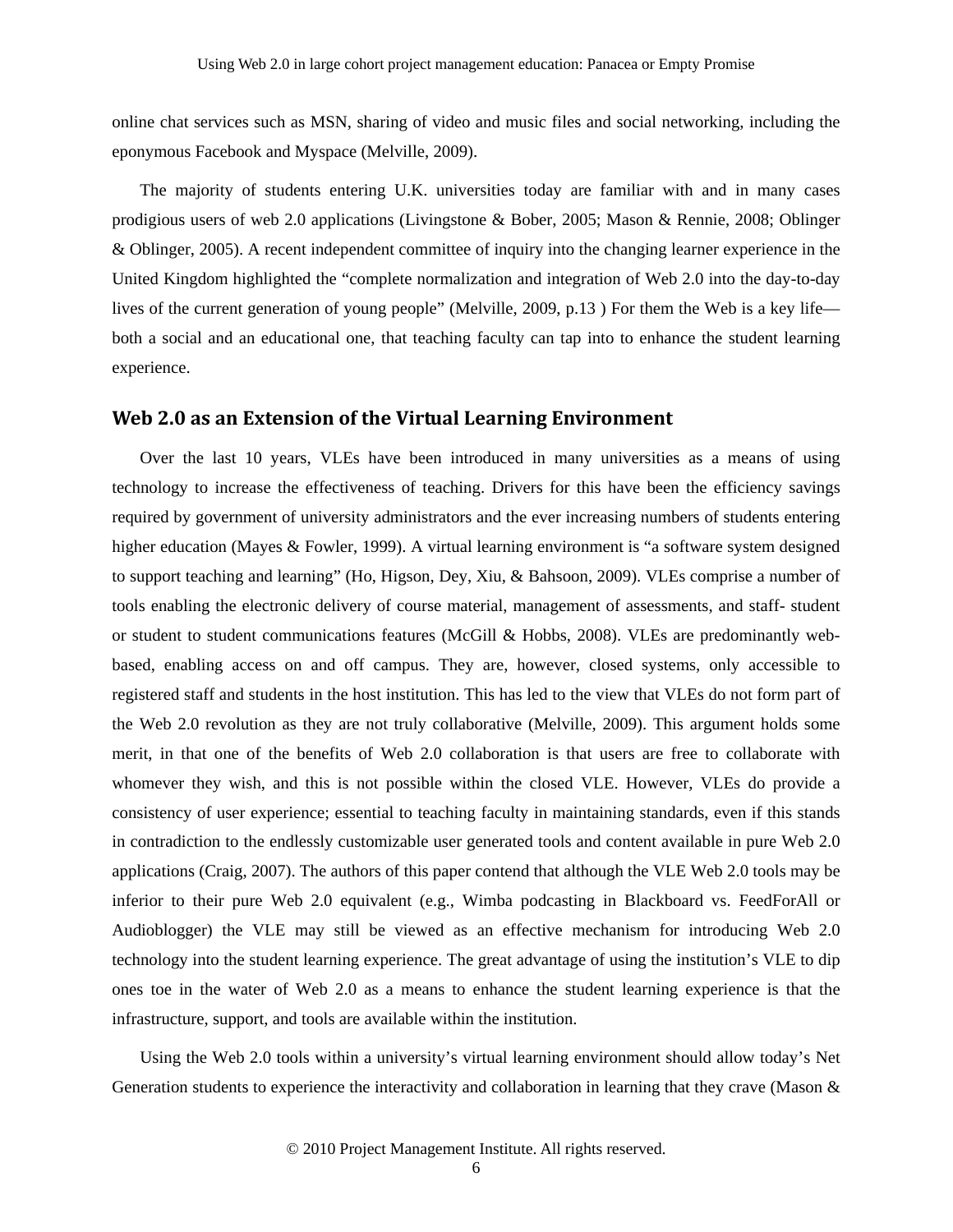online chat services such as MSN, sharing of video and music files and social networking, including the eponymous Facebook and Myspace (Melville, 2009).

The majority of students entering U.K. universities today are familiar with and in many cases prodigious users of web 2.0 applications (Livingstone & Bober, 2005; Mason & Rennie, 2008; Oblinger & Oblinger, 2005). A recent independent committee of inquiry into the changing learner experience in the United Kingdom highlighted the "complete normalization and integration of Web 2.0 into the day-to-day lives of the current generation of young people" (Melville, 2009, p.13 ) For them the Web is a key life—both a social and an educational one, that teaching faculty can tap into to enhance the student learning experience.

## Web 2.0 as an Extension of the Virtual Learning Environment

Over the last 10 years, VLEs have been introduced in many universities as a means of using technology to increase the effectiveness of teaching. Drivers for this have been the efficiency savings required by government of university administrators and the ever increasing numbers of students entering higher education (Mayes & Fowler, 1999). A virtual learning environment is "a software system designed to support teaching and learning" (Ho, Higson, Dey, Xiu, & Bahsoon, 2009). VLEs comprise a number of tools enabling the electronic delivery of course material, management of assessments, and staff- student or student to student communications features (McGill & Hobbs, 2008). VLEs are predominantly web-based, enabling access on and off campus. They are, however, closed systems, only accessible to registered staff and students in the host institution. This has led to the view that VLEs do not form part of the Web 2.0 revolution as they are not truly collaborative (Melville, 2009). This argument holds some merit, in that one of the benefits of Web 2.0 collaboration is that users are free to collaborate with whomever they wish, and this is not possible within the closed VLE. However, VLEs do provide a consistency of user experience; essential to teaching faculty in maintaining standards, even if this stands in contradiction to the endlessly customizable user generated tools and content available in pure Web 2.0 applications (Craig, 2007). The authors of this paper contend that although the VLE Web 2.0 tools may be inferior to their pure Web 2.0 equivalent (e.g., Wimba podcasting in Blackboard vs. FeedForAll or Audioblogger) the VLE may still be viewed as an effective mechanism for introducing Web 2.0 technology into the student learning experience. The great advantage of using the institution's VLE to dip ones toe in the water of Web 2.0 as a means to enhance the student learning experience is that the infrastructure, support, and tools are available within the institution.

Using the Web 2.0 tools within a university's virtual learning environment should allow today's Net Generation students to experience the interactivity and collaboration in learning that they crave (Mason &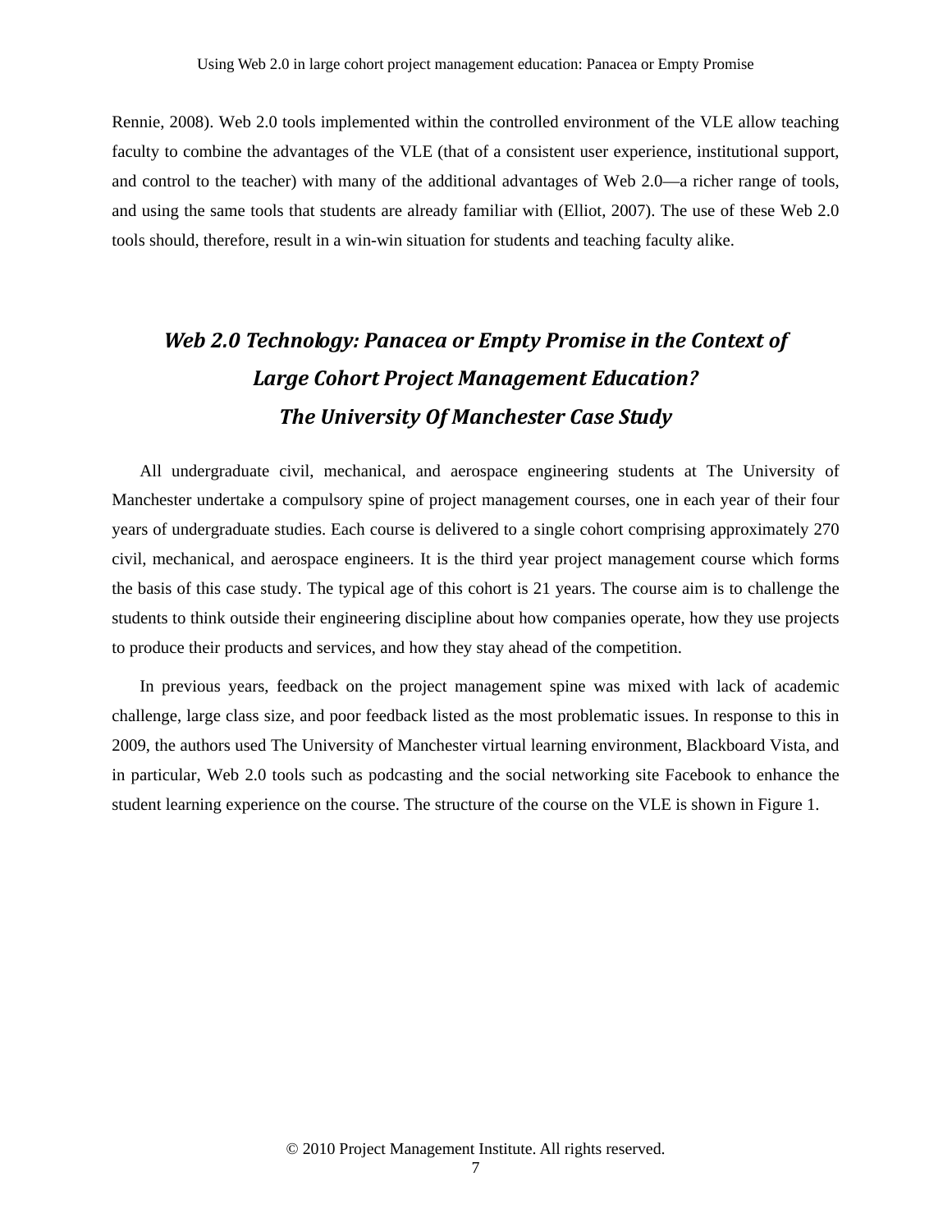Rennie, 2008). Web 2.0 tools implemented within the controlled environment of the VLE allow teaching faculty to combine the advantages of the VLE (that of a consistent user experience, institutional support, and control to the teacher) with many of the additional advantages of Web 2.0—a richer range of tools, and using the same tools that students are already familiar with (Elliot, 2007). The use of these Web 2.0 tools should, therefore, result in a win-win situation for students and teaching faculty alike.

## *Web 2.0 Technology: Panacea or Empty Promise in the Context of Large Cohort Project Management Education? The University Of Manchester Case Study*

All undergraduate civil, mechanical, and aerospace engineering students at The University of Manchester undertake a compulsory spine of project management courses, one in each year of their four years of undergraduate studies. Each course is delivered to a single cohort comprising approximately 270 civil, mechanical, and aerospace engineers. It is the third year project management course which forms the basis of this case study. The typical age of this cohort is 21 years. The course aim is to challenge the students to think outside their engineering discipline about how companies operate, how they use projects to produce their products and services, and how they stay ahead of the competition.

In previous years, feedback on the project management spine was mixed with lack of academic challenge, large class size, and poor feedback listed as the most problematic issues. In response to this in 2009, the authors used The University of Manchester virtual learning environment, Blackboard Vista, and in particular, Web 2.0 tools such as podcasting and the social networking site Facebook to enhance the student learning experience on the course. The structure of the course on the VLE is shown in Figure 1.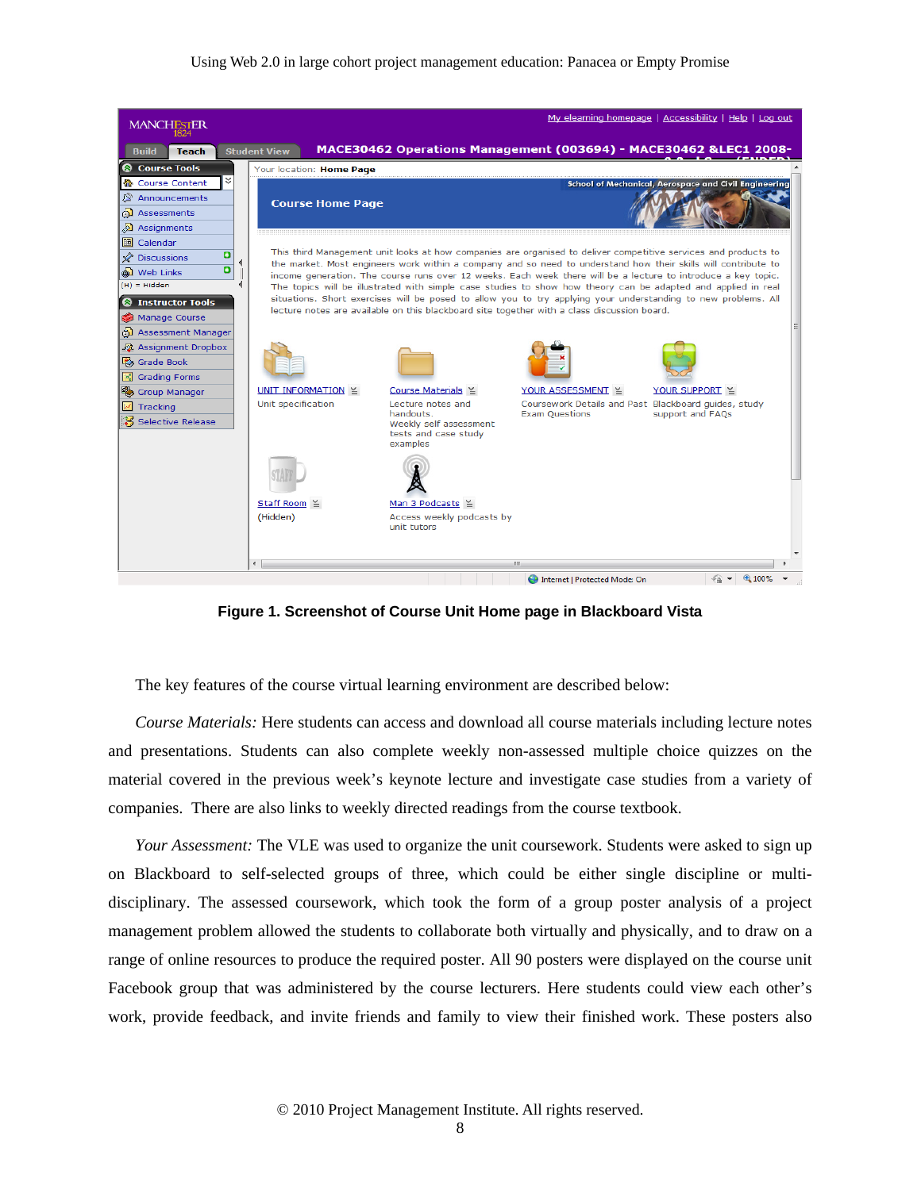**Figure 1. Screenshot of Course Unit Home page in Blackboard Vista**

The key features of the course virtual learning environment are described below:

*Course Materials:* Here students can access and download all course materials including lecture notes and presentations. Students can also complete weekly non-assessed multiple choice quizzes on the material covered in the previous week's keynote lecture and investigate case studies from a variety of companies. There are also links to weekly directed readings from the course textbook.

*Your Assessment:* The VLE was used to organize the unit coursework. Students were asked to sign up on Blackboard to self-selected groups of three, which could be either single discipline or multi-disciplinary. The assessed coursework, which took the form of a group poster analysis of a project management problem allowed the students to collaborate both virtually and physically, and to draw on a range of online resources to produce the required poster. All 90 posters were displayed on the course unit Facebook group that was administered by the course lecturers. Here students could view each other's work, provide feedback, and invite friends and family to view their finished work. These posters also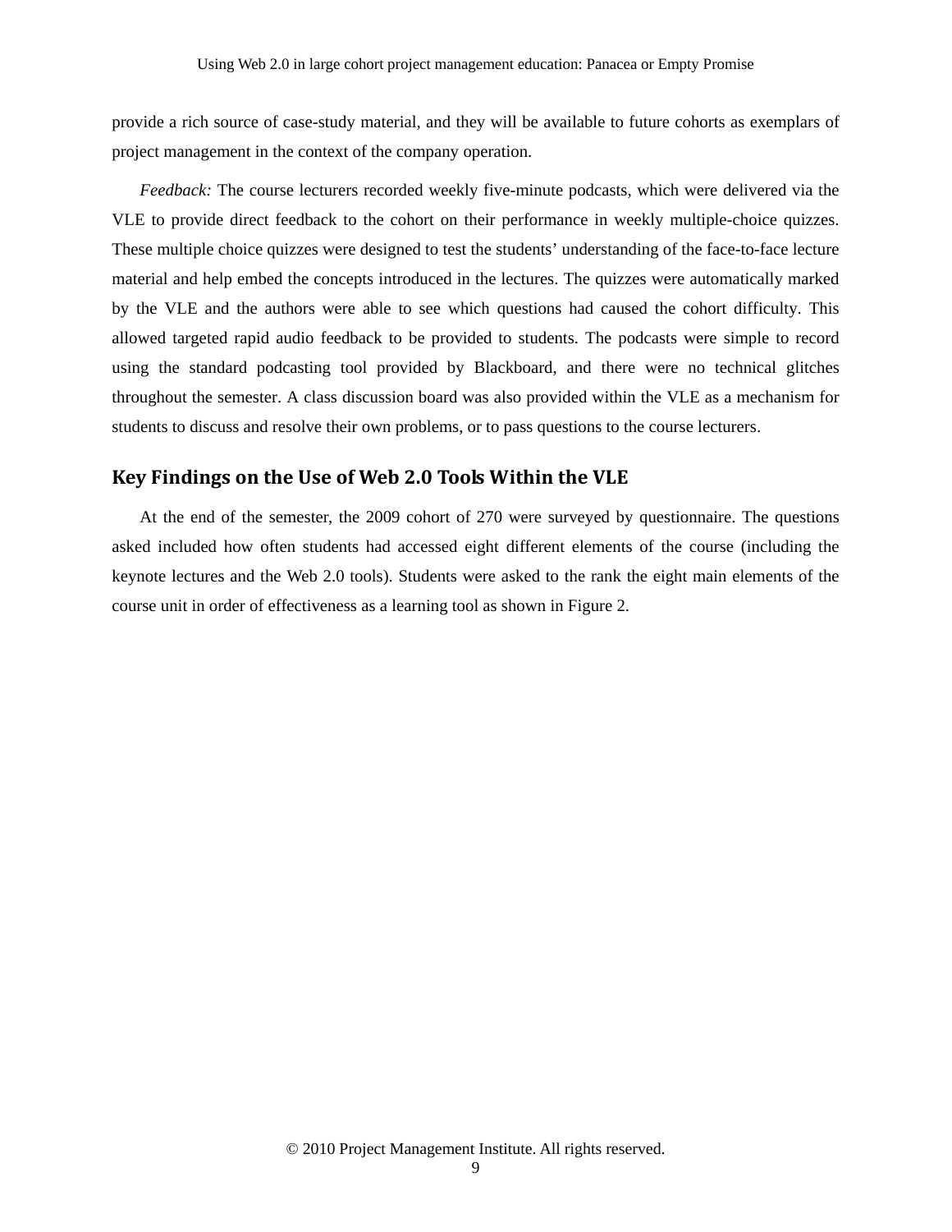provide a rich source of case-study material, and they will be available to future cohorts as exemplars of project management in the context of the company operation.

*Feedback:* The course lecturers recorded weekly five-minute podcasts, which were delivered via the VLE to provide direct feedback to the cohort on their performance in weekly multiple-choice quizzes. These multiple choice quizzes were designed to test the students' understanding of the face-to-face lecture material and help embed the concepts introduced in the lectures. The quizzes were automatically marked by the VLE and the authors were able to see which questions had caused the cohort difficulty. This allowed targeted rapid audio feedback to be provided to students. The podcasts were simple to record using the standard podcasting tool provided by Blackboard, and there were no technical glitches throughout the semester. A class discussion board was also provided within the VLE as a mechanism for students to discuss and resolve their own problems, or to pass questions to the course lecturers.

## Key Findings on the Use of Web 2.0 Tools Within the VLE

At the end of the semester, the 2009 cohort of 270 were surveyed by questionnaire. The questions asked included how often students had accessed eight different elements of the course (including the keynote lectures and the Web 2.0 tools). Students were asked to the rank the eight main elements of the course unit in order of effectiveness as a learning tool as shown in Figure 2.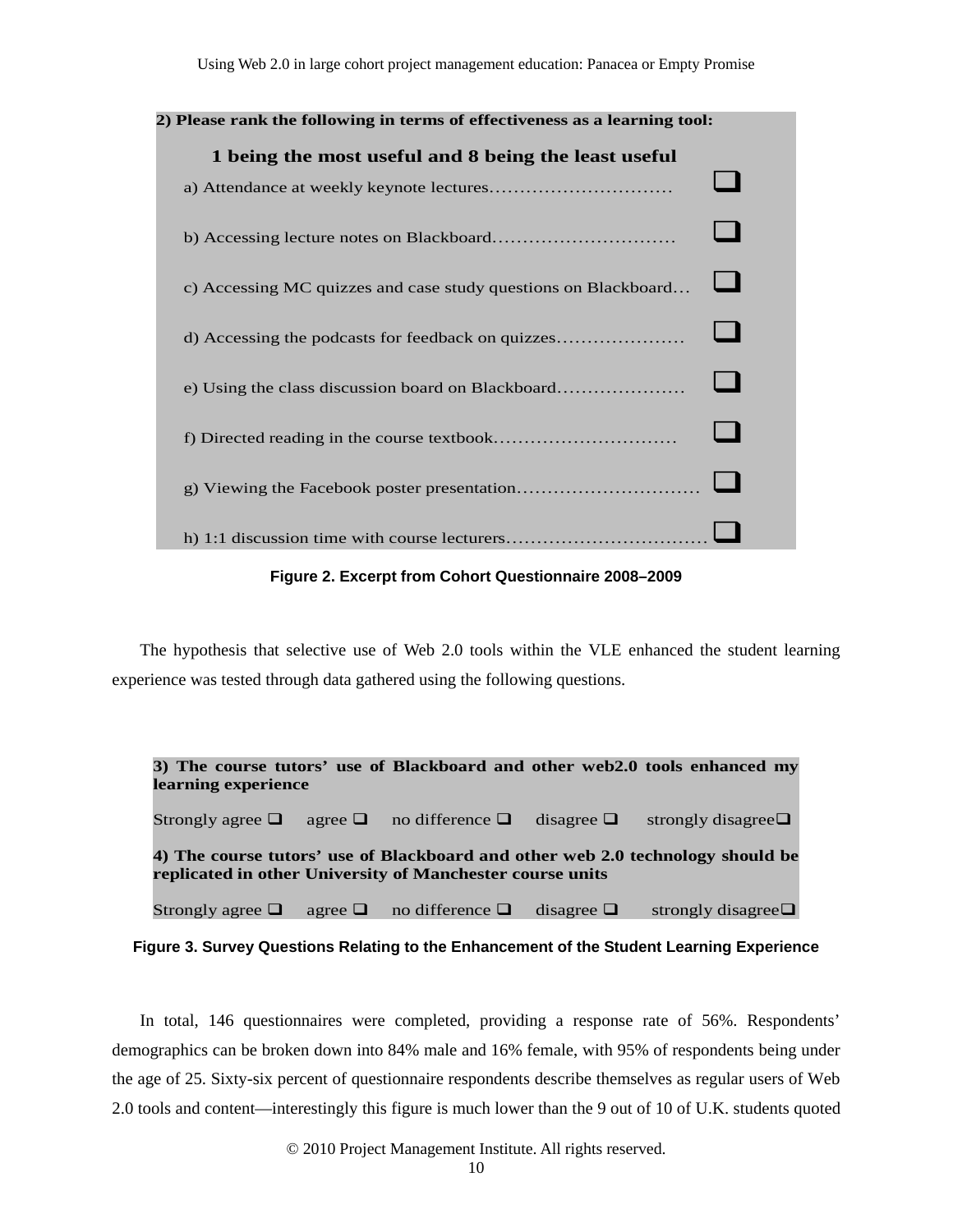**2) Please rank the following in terms of effectiveness as a learning tool:**

**1 being the most useful and 8 being the least useful**

a) Attendance at weekly keynote lectures............................. ❑

b) Accessing lecture notes on Blackboard............................. ❑

c) Accessing MC quizzes and case study questions on Blackboard... ❑

d) Accessing the podcasts for feedback on quizzes..................... ❑

e) Using the class discussion board on Blackboard..................... ❑

f) Directed reading in the course textbook............................. ❑

g) Viewing the Facebook poster presentation............................. ❑

h) 1:1 discussion time with course lecturers................................ ❑

**Figure 2. Excerpt from Cohort Questionnaire 2008–2009**

The hypothesis that selective use of Web 2.0 tools within the VLE enhanced the student learning experience was tested through data gathered using the following questions.

**3) The course tutors' use of Blackboard and other web2.0 tools enhanced my learning experience**

Strongly agree ❑ agree ❑ no difference ❑ disagree ❑ strongly disagree❑

**4) The course tutors' use of Blackboard and other web 2.0 technology should be replicated in other University of Manchester course units**

Strongly agree ❑ agree ❑ no difference ❑ disagree ❑ strongly disagree❑

**Figure 3. Survey Questions Relating to the Enhancement of the Student Learning Experience**

In total, 146 questionnaires were completed, providing a response rate of 56%. Respondents' demographics can be broken down into 84% male and 16% female, with 95% of respondents being under the age of 25. Sixty-six percent of questionnaire respondents describe themselves as regular users of Web 2.0 tools and content—interestingly this figure is much lower than the 9 out of 10 of U.K. students quoted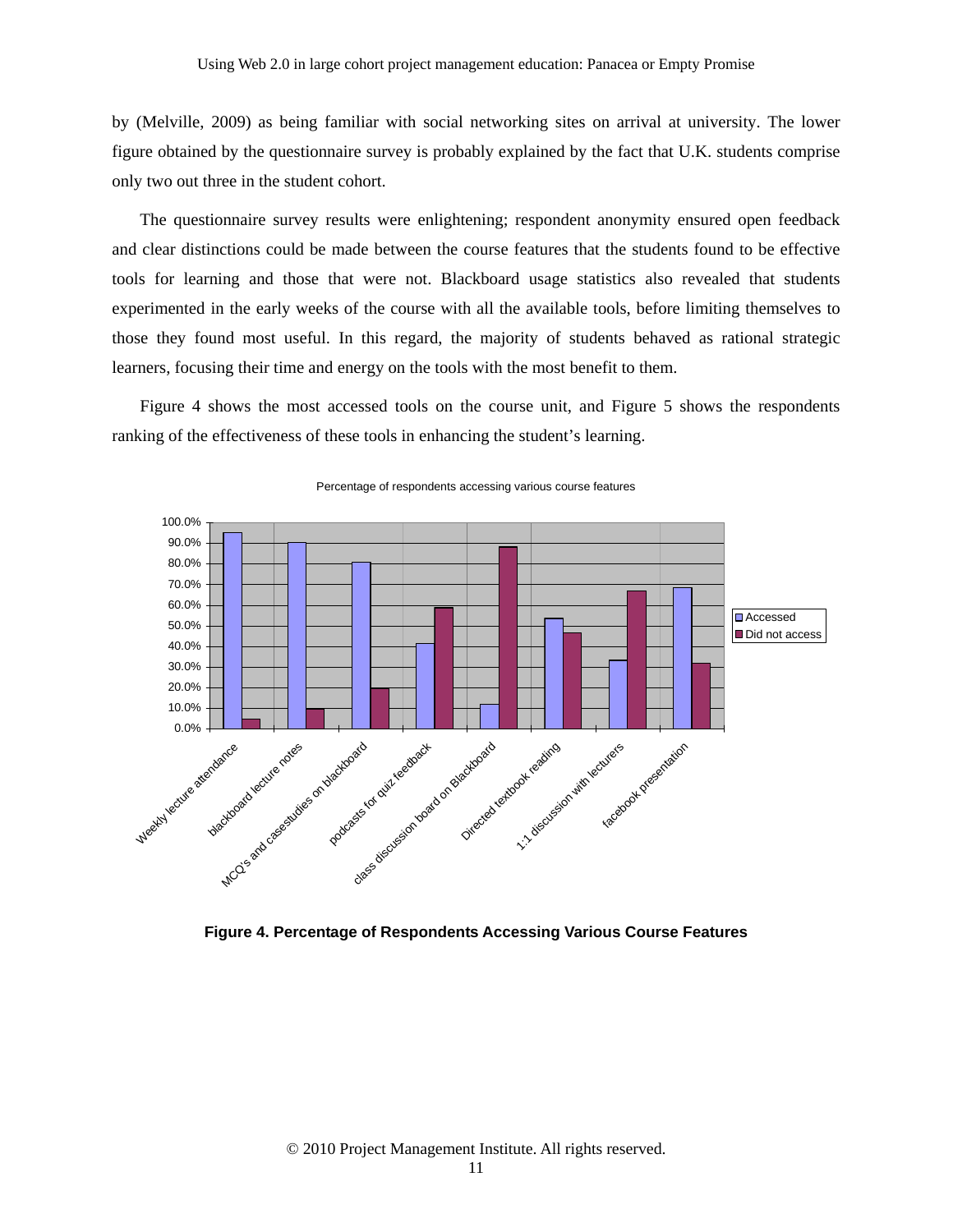by (Melville, 2009) as being familiar with social networking sites on arrival at university. The lower figure obtained by the questionnaire survey is probably explained by the fact that U.K. students comprise only two out three in the student cohort.

The questionnaire survey results were enlightening; respondent anonymity ensured open feedback and clear distinctions could be made between the course features that the students found to be effective tools for learning and those that were not. Blackboard usage statistics also revealed that students experimented in the early weeks of the course with all the available tools, before limiting themselves to those they found most useful. In this regard, the majority of students behaved as rational strategic learners, focusing their time and energy on the tools with the most benefit to them.

Figure 4 shows the most accessed tools on the course unit, and Figure 5 shows the respondents ranking of the effectiveness of these tools in enhancing the student's learning.

**Figure 4. Percentage of Respondents Accessing Various Course Features**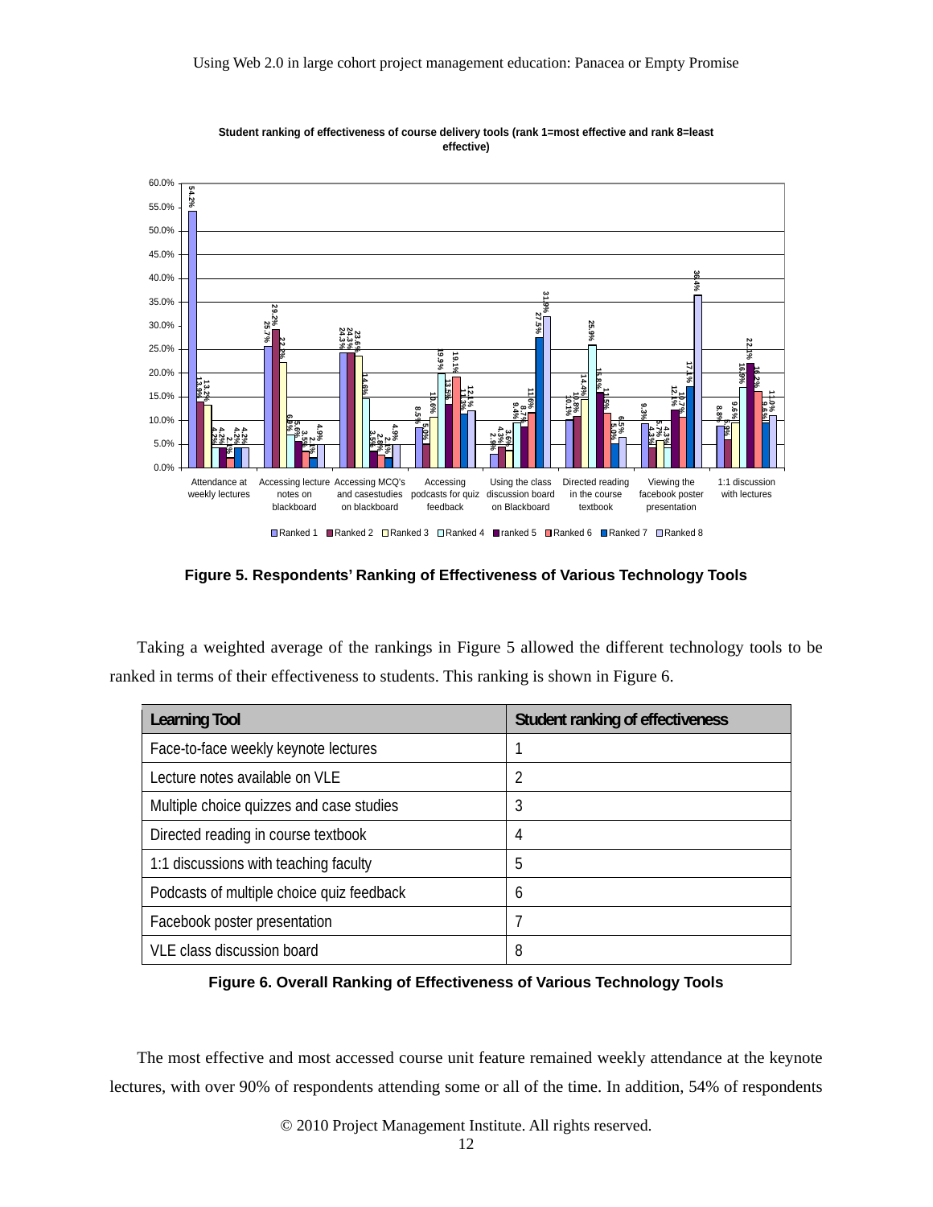Student ranking of effectiveness of course delivery tools (rank 1=most effective and rank 8=least effective)

**Figure 5. Respondents' Ranking of Effectiveness of Various Technology Tools**

Taking a weighted average of the rankings in Figure 5 allowed the different technology tools to be ranked in terms of their effectiveness to students. This ranking is shown in Figure 6.

| Learning Tool | Student ranking of effectiveness |
|---|---|
| Face-to-face weekly keynote lectures | 1 |
| Lecture notes available on VLE | 2 |
| Multiple choice quizzes and case studies | 3 |
| Directed reading in course textbook | 4 |
| 1:1 discussions with teaching faculty | 5 |
| Podcasts of multiple choice quiz feedback | 6 |
| Facebook poster presentation | 7 |
| VLE class discussion board | 8 |

**Figure 6. Overall Ranking of Effectiveness of Various Technology Tools**

The most effective and most accessed course unit feature remained weekly attendance at the keynote lectures, with over 90% of respondents attending some or all of the time. In addition, 54% of respondents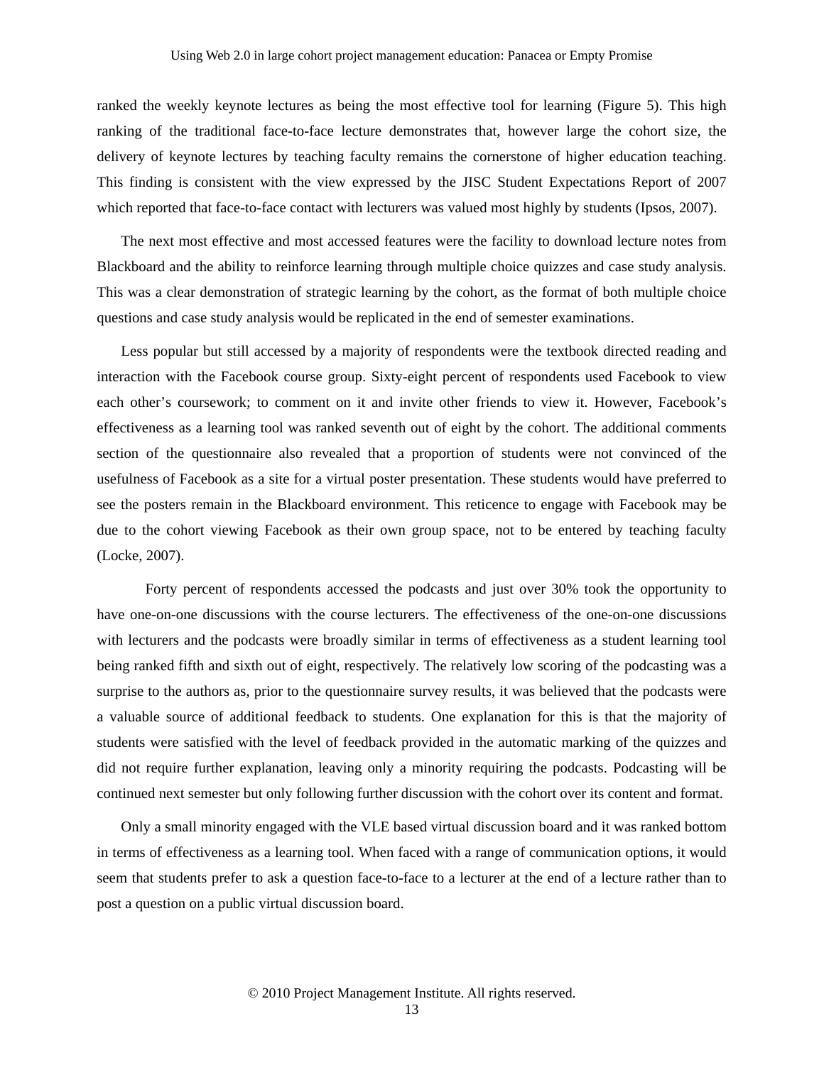ranked the weekly keynote lectures as being the most effective tool for learning (Figure 5). This high ranking of the traditional face-to-face lecture demonstrates that, however large the cohort size, the delivery of keynote lectures by teaching faculty remains the cornerstone of higher education teaching. This finding is consistent with the view expressed by the JISC Student Expectations Report of 2007 which reported that face-to-face contact with lecturers was valued most highly by students (Ipsos, 2007).

The next most effective and most accessed features were the facility to download lecture notes from Blackboard and the ability to reinforce learning through multiple choice quizzes and case study analysis. This was a clear demonstration of strategic learning by the cohort, as the format of both multiple choice questions and case study analysis would be replicated in the end of semester examinations.

Less popular but still accessed by a majority of respondents were the textbook directed reading and interaction with the Facebook course group. Sixty-eight percent of respondents used Facebook to view each other's coursework; to comment on it and invite other friends to view it. However, Facebook's effectiveness as a learning tool was ranked seventh out of eight by the cohort. The additional comments section of the questionnaire also revealed that a proportion of students were not convinced of the usefulness of Facebook as a site for a virtual poster presentation. These students would have preferred to see the posters remain in the Blackboard environment. This reticence to engage with Facebook may be due to the cohort viewing Facebook as their own group space, not to be entered by teaching faculty (Locke, 2007).

Forty percent of respondents accessed the podcasts and just over 30% took the opportunity to have one-on-one discussions with the course lecturers. The effectiveness of the one-on-one discussions with lecturers and the podcasts were broadly similar in terms of effectiveness as a student learning tool being ranked fifth and sixth out of eight, respectively. The relatively low scoring of the podcasting was a surprise to the authors as, prior to the questionnaire survey results, it was believed that the podcasts were a valuable source of additional feedback to students. One explanation for this is that the majority of students were satisfied with the level of feedback provided in the automatic marking of the quizzes and did not require further explanation, leaving only a minority requiring the podcasts. Podcasting will be continued next semester but only following further discussion with the cohort over its content and format.

Only a small minority engaged with the VLE based virtual discussion board and it was ranked bottom in terms of effectiveness as a learning tool. When faced with a range of communication options, it would seem that students prefer to ask a question face-to-face to a lecturer at the end of a lecture rather than to post a question on a public virtual discussion board.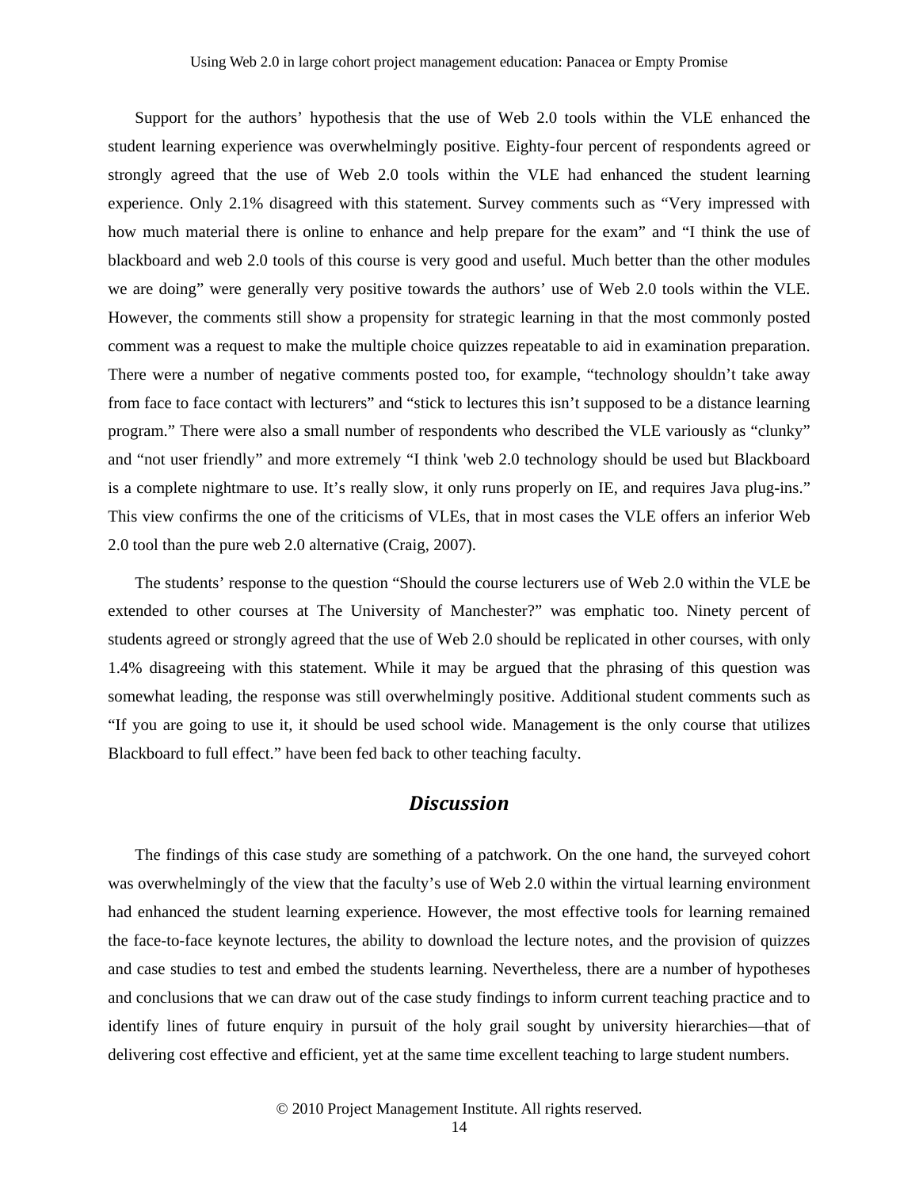Support for the authors' hypothesis that the use of Web 2.0 tools within the VLE enhanced the student learning experience was overwhelmingly positive. Eighty-four percent of respondents agreed or strongly agreed that the use of Web 2.0 tools within the VLE had enhanced the student learning experience. Only 2.1% disagreed with this statement. Survey comments such as "Very impressed with how much material there is online to enhance and help prepare for the exam" and "I think the use of blackboard and web 2.0 tools of this course is very good and useful. Much better than the other modules we are doing" were generally very positive towards the authors' use of Web 2.0 tools within the VLE. However, the comments still show a propensity for strategic learning in that the most commonly posted comment was a request to make the multiple choice quizzes repeatable to aid in examination preparation. There were a number of negative comments posted too, for example, "technology shouldn't take away from face to face contact with lecturers" and "stick to lectures this isn't supposed to be a distance learning program." There were also a small number of respondents who described the VLE variously as "clunky" and "not user friendly" and more extremely "I think 'web 2.0 technology should be used but Blackboard is a complete nightmare to use. It's really slow, it only runs properly on IE, and requires Java plug-ins." This view confirms the one of the criticisms of VLEs, that in most cases the VLE offers an inferior Web 2.0 tool than the pure web 2.0 alternative (Craig, 2007).

The students' response to the question "Should the course lecturers use of Web 2.0 within the VLE be extended to other courses at The University of Manchester?" was emphatic too. Ninety percent of students agreed or strongly agreed that the use of Web 2.0 should be replicated in other courses, with only 1.4% disagreeing with this statement. While it may be argued that the phrasing of this question was somewhat leading, the response was still overwhelmingly positive. Additional student comments such as "If you are going to use it, it should be used school wide. Management is the only course that utilizes Blackboard to full effect." have been fed back to other teaching faculty.

## *Discussion*

The findings of this case study are something of a patchwork. On the one hand, the surveyed cohort was overwhelmingly of the view that the faculty's use of Web 2.0 within the virtual learning environment had enhanced the student learning experience. However, the most effective tools for learning remained the face-to-face keynote lectures, the ability to download the lecture notes, and the provision of quizzes and case studies to test and embed the students learning. Nevertheless, there are a number of hypotheses and conclusions that we can draw out of the case study findings to inform current teaching practice and to identify lines of future enquiry in pursuit of the holy grail sought by university hierarchies—that of delivering cost effective and efficient, yet at the same time excellent teaching to large student numbers.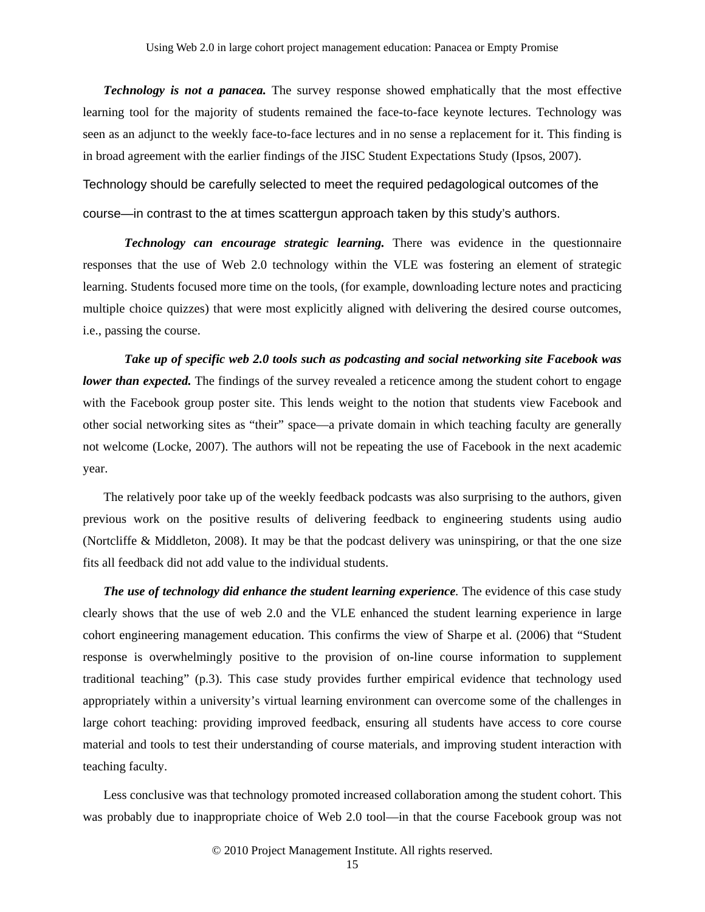***Technology is not a panacea.*** The survey response showed emphatically that the most effective learning tool for the majority of students remained the face-to-face keynote lectures. Technology was seen as an adjunct to the weekly face-to-face lectures and in no sense a replacement for it. This finding is in broad agreement with the earlier findings of the JISC Student Expectations Study (Ipsos, 2007).

Technology should be carefully selected to meet the required pedagogical outcomes of the course—in contrast to the at times scattergun approach taken by this study's authors.

***Technology can encourage strategic learning.*** There was evidence in the questionnaire responses that the use of Web 2.0 technology within the VLE was fostering an element of strategic learning. Students focused more time on the tools, (for example, downloading lecture notes and practicing multiple choice quizzes) that were most explicitly aligned with delivering the desired course outcomes, i.e., passing the course.

***Take up of specific web 2.0 tools such as podcasting and social networking site Facebook was lower than expected.*** The findings of the survey revealed a reticence among the student cohort to engage with the Facebook group poster site. This lends weight to the notion that students view Facebook and other social networking sites as "their" space—a private domain in which teaching faculty are generally not welcome (Locke, 2007). The authors will not be repeating the use of Facebook in the next academic year.

The relatively poor take up of the weekly feedback podcasts was also surprising to the authors, given previous work on the positive results of delivering feedback to engineering students using audio (Nortcliffe & Middleton, 2008). It may be that the podcast delivery was uninspiring, or that the one size fits all feedback did not add value to the individual students.

***The use of technology did enhance the student learning experience***. The evidence of this case study clearly shows that the use of web 2.0 and the VLE enhanced the student learning experience in large cohort engineering management education. This confirms the view of Sharpe et al. (2006) that "Student response is overwhelmingly positive to the provision of on-line course information to supplement traditional teaching" (p.3). This case study provides further empirical evidence that technology used appropriately within a university's virtual learning environment can overcome some of the challenges in large cohort teaching: providing improved feedback, ensuring all students have access to core course material and tools to test their understanding of course materials, and improving student interaction with teaching faculty.

Less conclusive was that technology promoted increased collaboration among the student cohort. This was probably due to inappropriate choice of Web 2.0 tool—in that the course Facebook group was not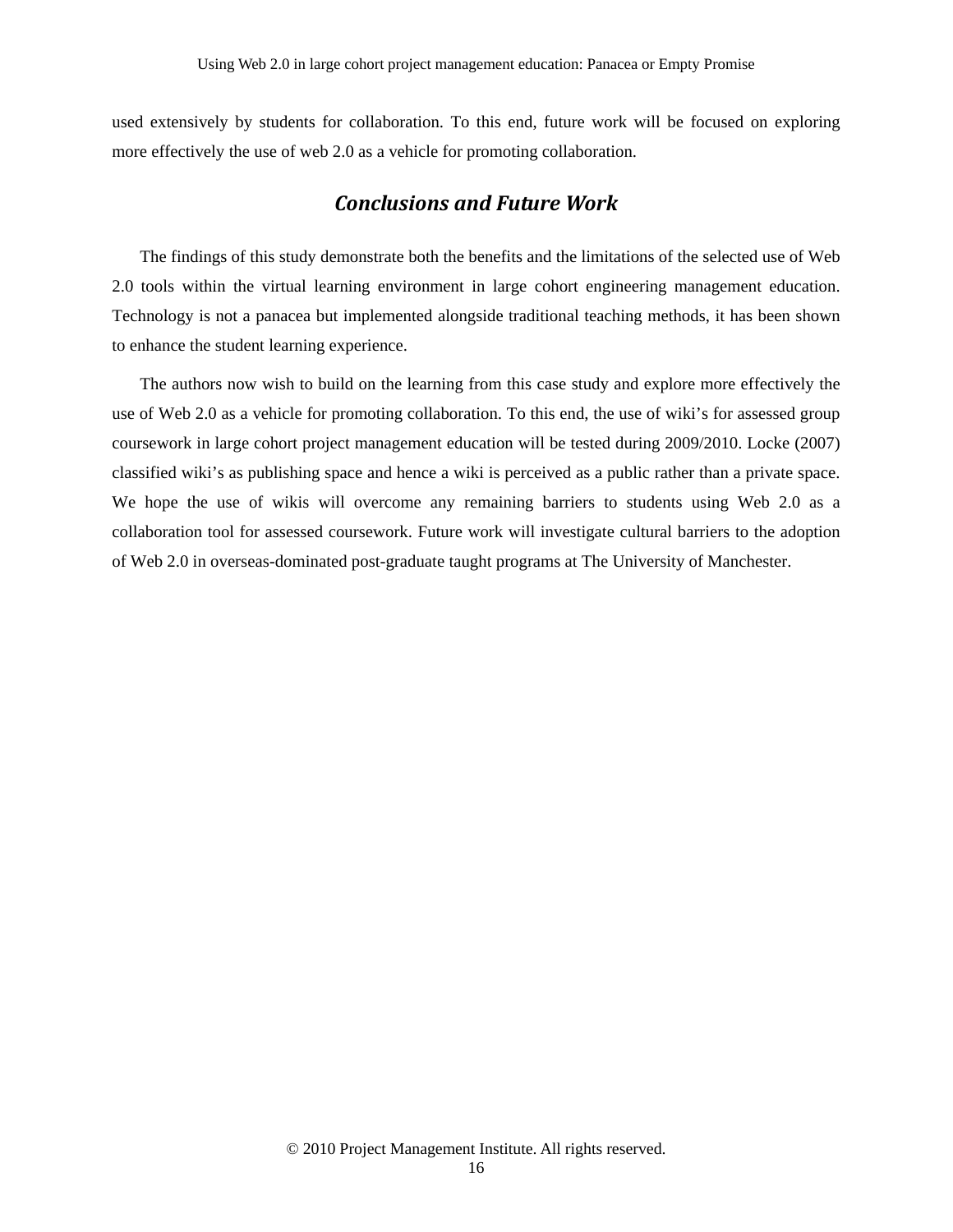used extensively by students for collaboration. To this end, future work will be focused on exploring more effectively the use of web 2.0 as a vehicle for promoting collaboration.

## *Conclusions and Future Work*

The findings of this study demonstrate both the benefits and the limitations of the selected use of Web 2.0 tools within the virtual learning environment in large cohort engineering management education. Technology is not a panacea but implemented alongside traditional teaching methods, it has been shown to enhance the student learning experience.

The authors now wish to build on the learning from this case study and explore more effectively the use of Web 2.0 as a vehicle for promoting collaboration. To this end, the use of wiki's for assessed group coursework in large cohort project management education will be tested during 2009/2010. Locke (2007) classified wiki's as publishing space and hence a wiki is perceived as a public rather than a private space. We hope the use of wikis will overcome any remaining barriers to students using Web 2.0 as a collaboration tool for assessed coursework. Future work will investigate cultural barriers to the adoption of Web 2.0 in overseas-dominated post-graduate taught programs at The University of Manchester.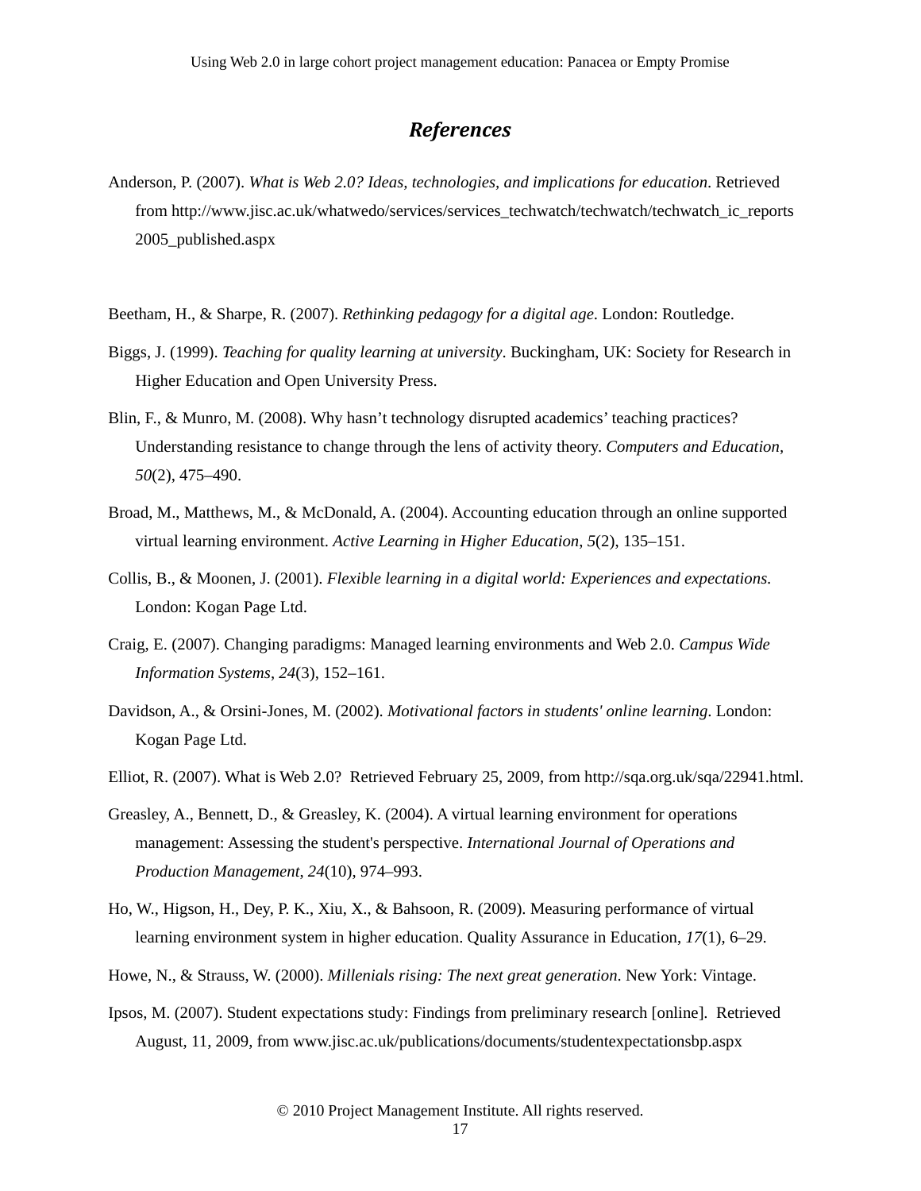## *References*

Anderson, P. (2007). *What is Web 2.0? Ideas, technologies, and implications for education*. Retrieved from http://www.jisc.ac.uk/whatwedo/services/services_techwatch/techwatch/techwatch_ic_reports2005_published.aspx

Beetham, H., & Sharpe, R. (2007). *Rethinking pedagogy for a digital age*. London: Routledge.

Biggs, J. (1999). *Teaching for quality learning at university*. Buckingham, UK: Society for Research in Higher Education and Open University Press.

Blin, F., & Munro, M. (2008). Why hasn't technology disrupted academics' teaching practices? Understanding resistance to change through the lens of activity theory. *Computers and Education*, *50*(2), 475–490.

Broad, M., Matthews, M., & McDonald, A. (2004). Accounting education through an online supported virtual learning environment. *Active Learning in Higher Education*, *5*(2), 135–151.

Collis, B., & Moonen, J. (2001). *Flexible learning in a digital world: Experiences and expectations*. London: Kogan Page Ltd.

Craig, E. (2007). Changing paradigms: Managed learning environments and Web 2.0. *Campus Wide Information Systems*, *24*(3), 152–161.

Davidson, A., & Orsini-Jones, M. (2002). *Motivational factors in students' online learning*. London: Kogan Page Ltd.

Elliot, R. (2007). What is Web 2.0?  Retrieved February 25, 2009, from http://sqa.org.uk/sqa/22941.html.

Greasley, A., Bennett, D., & Greasley, K. (2004). A virtual learning environment for operations management: Assessing the student's perspective. *International Journal of Operations and Production Management*, *24*(10), 974–993.

Ho, W., Higson, H., Dey, P. K., Xiu, X., & Bahsoon, R. (2009). Measuring performance of virtual learning environment system in higher education. Quality Assurance in Education, *17*(1), 6–29.

Howe, N., & Strauss, W. (2000). *Millenials rising: The next great generation*. New York: Vintage.

Ipsos, M. (2007). Student expectations study: Findings from preliminary research [online].  Retrieved August, 11, 2009, from www.jisc.ac.uk/publications/documents/studentexpectationsbp.aspx

© 2010 Project Management Institute. All rights reserved.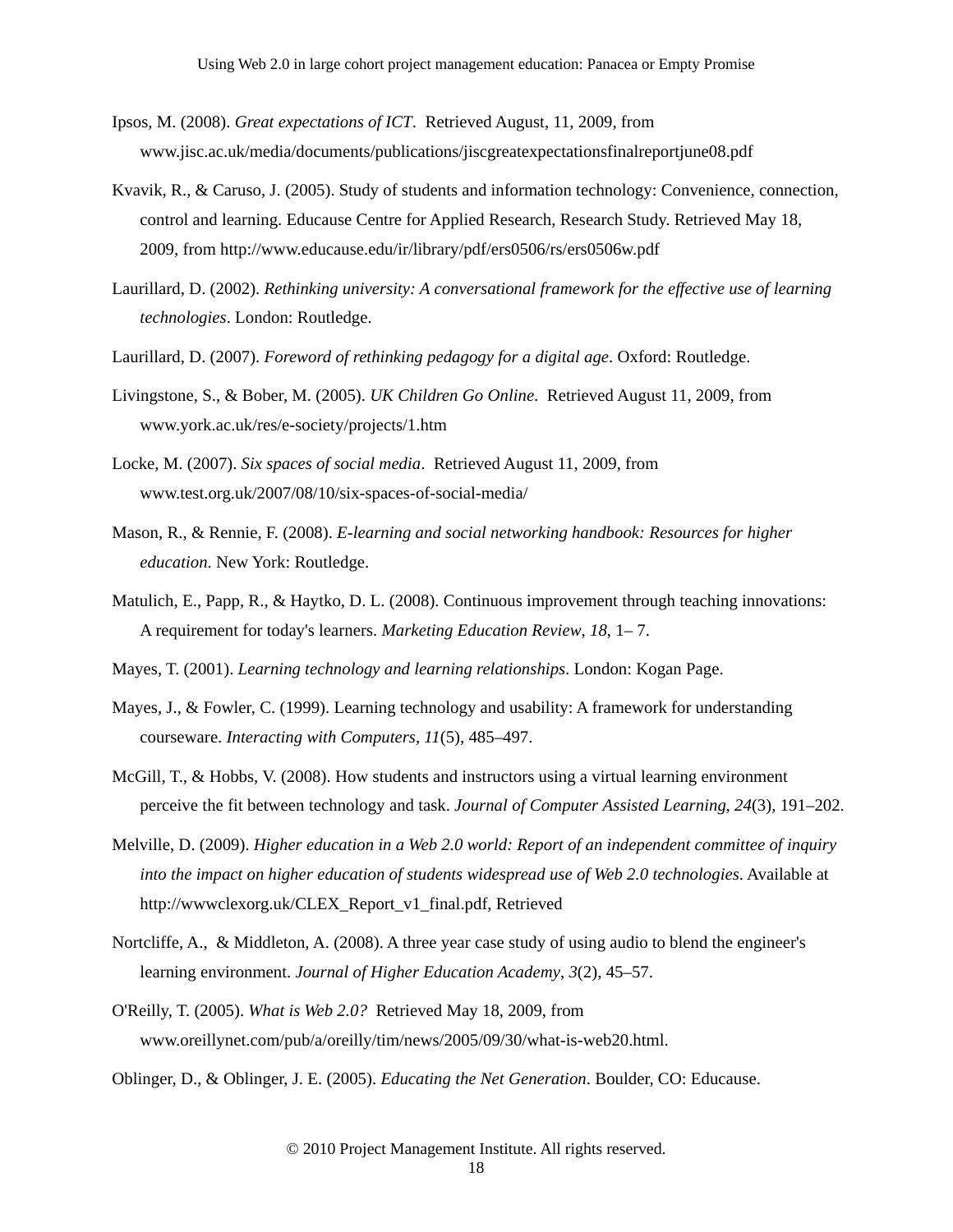Ipsos, M. (2008). *Great expectations of ICT*. Retrieved August, 11, 2009, from www.jisc.ac.uk/media/documents/publications/jiscgreatexpectationsfinalreportjune08.pdf

Kvavik, R., & Caruso, J. (2005). Study of students and information technology: Convenience, connection, control and learning. Educause Centre for Applied Research, Research Study. Retrieved May 18, 2009, from http://www.educause.edu/ir/library/pdf/ers0506/rs/ers0506w.pdf

Laurillard, D. (2002). *Rethinking university: A conversational framework for the effective use of learning technologies*. London: Routledge.

Laurillard, D. (2007). *Foreword of rethinking pedagogy for a digital age*. Oxford: Routledge.

Livingstone, S., & Bober, M. (2005). *UK Children Go Online.* Retrieved August 11, 2009, from www.york.ac.uk/res/e-society/projects/1.htm

Locke, M. (2007). *Six spaces of social media*. Retrieved August 11, 2009, from www.test.org.uk/2007/08/10/six-spaces-of-social-media/

Mason, R., & Rennie, F. (2008). *E-learning and social networking handbook: Resources for higher education*. New York: Routledge.

Matulich, E., Papp, R., & Haytko, D. L. (2008). Continuous improvement through teaching innovations: A requirement for today's learners. *Marketing Education Review, 18*, 1– 7.

Mayes, T. (2001). *Learning technology and learning relationships*. London: Kogan Page.

Mayes, J., & Fowler, C. (1999). Learning technology and usability: A framework for understanding courseware. *Interacting with Computers*, *11*(5), 485–497.

McGill, T., & Hobbs, V. (2008). How students and instructors using a virtual learning environment perceive the fit between technology and task. *Journal of Computer Assisted Learning*, *24*(3), 191–202.

Melville, D. (2009). *Higher education in a Web 2.0 world: Report of an independent committee of inquiry into the impact on higher education of students widespread use of Web 2.0 technologies*. Available at http://wwwclexorg.uk/CLEX_Report_v1_final.pdf, Retrieved

Nortcliffe, A., & Middleton, A. (2008). A three year case study of using audio to blend the engineer's learning environment. *Journal of Higher Education Academy*, *3*(2), 45–57.

O'Reilly, T. (2005). *What is Web 2.0?* Retrieved May 18, 2009, from www.oreillynet.com/pub/a/oreilly/tim/news/2005/09/30/what-is-web20.html.

Oblinger, D., & Oblinger, J. E. (2005). *Educating the Net Generation*. Boulder, CO: Educause.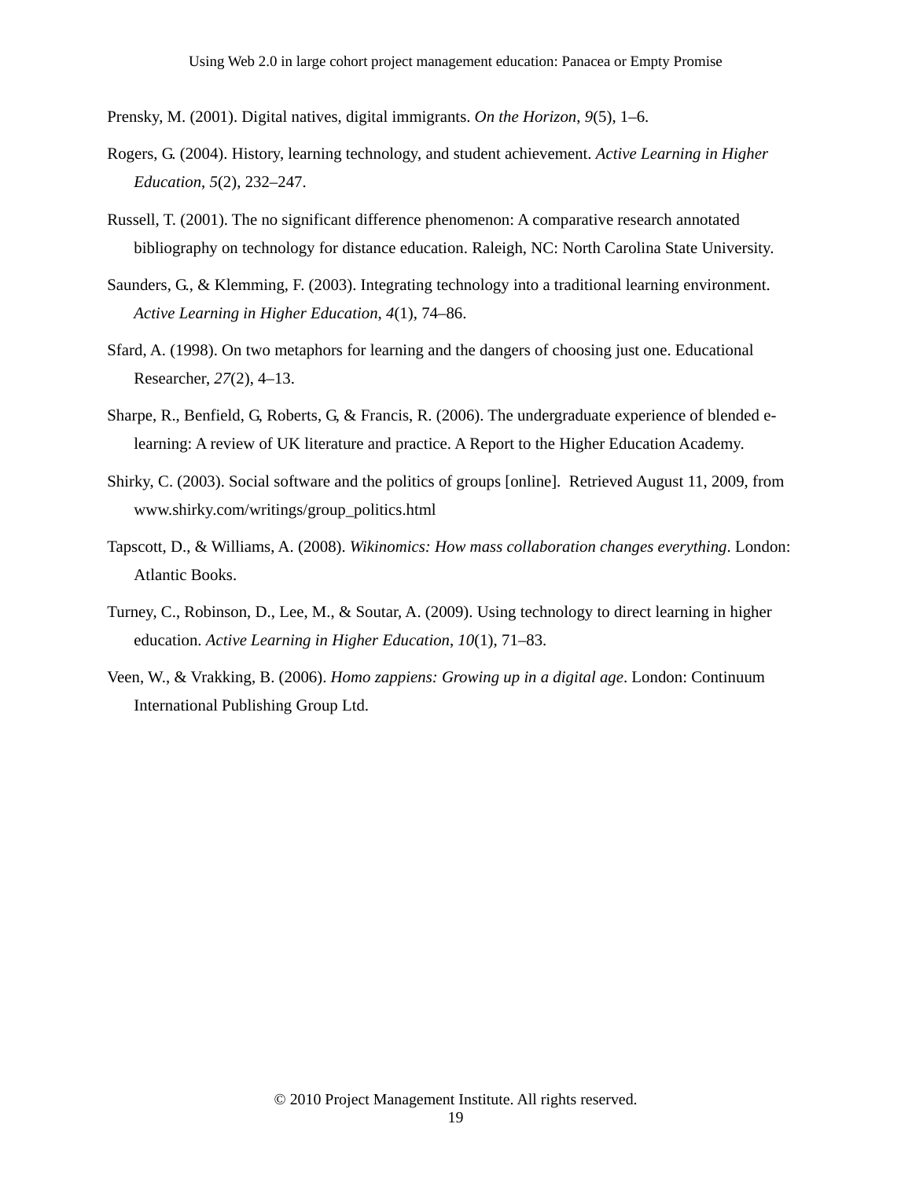Prensky, M. (2001). Digital natives, digital immigrants. *On the Horizon*, *9*(5), 1–6.

Rogers, G. (2004). History, learning technology, and student achievement. *Active Learning in Higher Education*, *5*(2), 232–247.

Russell, T. (2001). The no significant difference phenomenon: A comparative research annotated bibliography on technology for distance education. Raleigh, NC: North Carolina State University.

Saunders, G., & Klemming, F. (2003). Integrating technology into a traditional learning environment. *Active Learning in Higher Education*, *4*(1), 74–86.

Sfard, A. (1998). On two metaphors for learning and the dangers of choosing just one. Educational Researcher, *27*(2), 4–13.

Sharpe, R., Benfield, G, Roberts, G, & Francis, R. (2006). The undergraduate experience of blended e-learning: A review of UK literature and practice. A Report to the Higher Education Academy.

Shirky, C. (2003). Social software and the politics of groups [online]. Retrieved August 11, 2009, from www.shirky.com/writings/group_politics.html

Tapscott, D., & Williams, A. (2008). *Wikinomics: How mass collaboration changes everything*. London: Atlantic Books.

Turney, C., Robinson, D., Lee, M., & Soutar, A. (2009). Using technology to direct learning in higher education. *Active Learning in Higher Education*, *10*(1), 71–83.

Veen, W., & Vrakking, B. (2006). *Homo zappiens: Growing up in a digital age*. London: Continuum International Publishing Group Ltd.

© 2010 Project Management Institute. All rights reserved.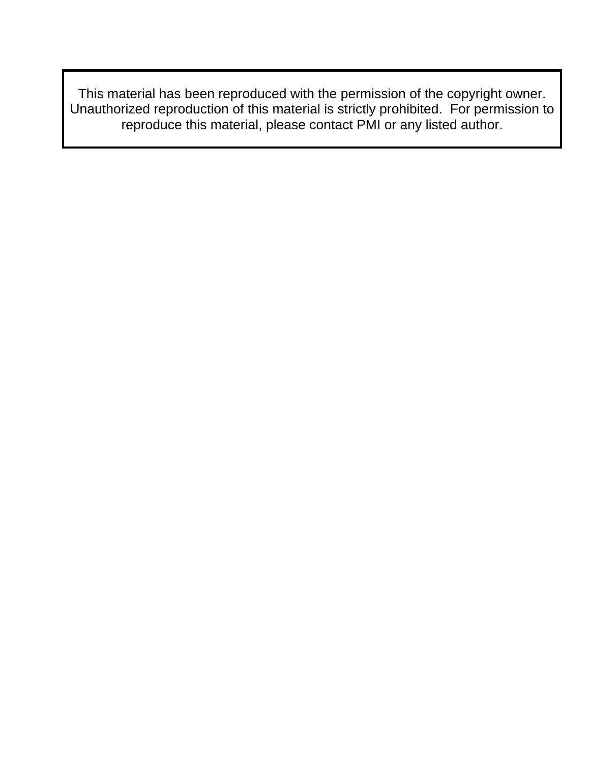This material has been reproduced with the permission of the copyright owner. Unauthorized reproduction of this material is strictly prohibited. For permission to reproduce this material, please contact PMI or any listed author.